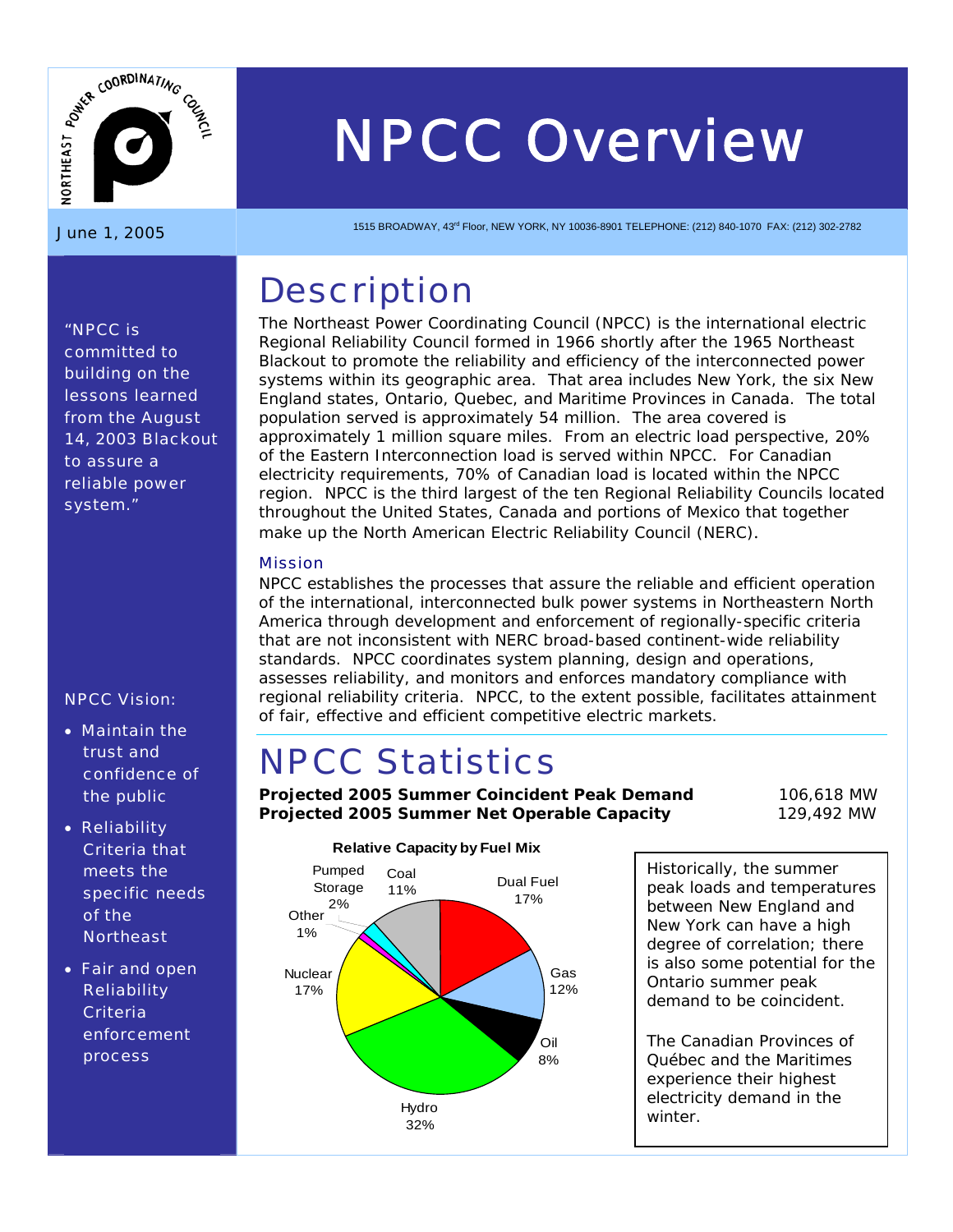# NPCC Overview

June 1, 2005

1515 BROADWAY, 43rd Floor, NEW YORK, NY 10036-8901 TELEPHONE: (212) 840-1070 FAX: (212) 302-2782

"NPCC is committed to building on the lessons learned from the August 14, 2003 Blackout to assure a reliable power system."

NPCC Vision:

- Maintain the trust and confidence of the public
- Reliability Criteria that meets the specific needs of the Northeast
- Fair and open Reliability Criteria enforcement process

## Description

The Northeast Power Coordinating Council (NPCC) is the international electric Regional Reliability Council formed in 1966 shortly after the 1965 Northeast Blackout to promote the reliability and efficiency of the interconnected power systems within its geographic area. That area includes New York, the six New England states, Ontario, Quebec, and Maritime Provinces in Canada. The total population served is approximately 54 million. The area covered is approximately 1 million square miles. From an electric load perspective, 20% of the Eastern Interconnection load is served within NPCC. For Canadian electricity requirements, 70% of Canadian load is located within the NPCC region. NPCC is the third largest of the ten Regional Reliability Councils located throughout the United States, Canada and portions of Mexico that together make up the North American Electric Reliability Council (NERC).

### Mission

NPCC establishes the processes that assure the reliable and efficient operation of the international, interconnected bulk power systems in Northeastern North America through development and enforcement of regionally-specific criteria that are not inconsistent with NERC broad-based continent-wide reliability standards. NPCC coordinates system planning, design and operations, assesses reliability, and monitors and enforces mandatory compliance with regional reliability criteria. NPCC, to the extent possible, facilitates attainment of fair, effective and efficient competitive electric markets.

## NPCC Statistics

| | |
|---|---|
| **Projected 2005 Summer Coincident Peak Demand** | 106,618 MW |
| **Projected 2005 Summer Net Operable Capacity** | 129,492 MW |

**Relative Capacity by Fuel Mix**

| Fuel | Share |
|---|---|
| Dual Fuel | 17% |
| Gas | 12% |
| Oil | 8% |
| Hydro | 32% |
| Nuclear | 17% |
| Other | 1% |
| Pumped Storage | 2% |
| Coal | 11% |

Historically, the summer peak loads and temperatures between New England and New York can have a high degree of correlation; there is also some potential for the Ontario summer peak demand to be coincident.

The Canadian Provinces of Québec and the Maritimes experience their highest electricity demand in the winter.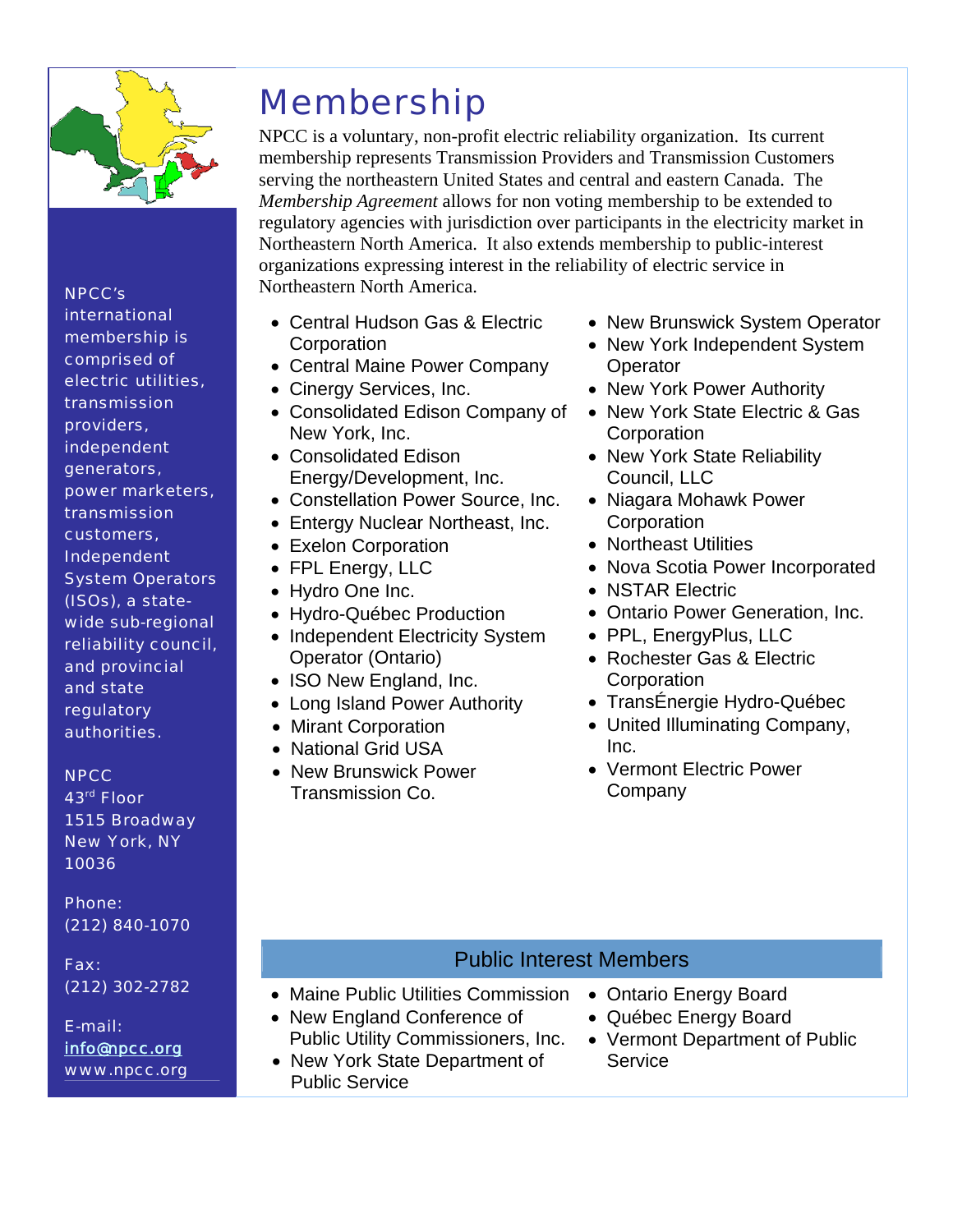NPCC's international membership is comprised of electric utilities, transmission providers, independent generators, power marketers, transmission customers, Independent System Operators (ISOs), a state-wide sub-regional reliability council, and provincial and state regulatory authorities.

NPCC
43rd Floor
1515 Broadway
New York, NY
10036

Phone:
(212) 840-1070

Fax:
(212) 302-2782

E-mail:
info@npcc.org
www.npcc.org

# Membership

NPCC is a voluntary, non-profit electric reliability organization. Its current membership represents Transmission Providers and Transmission Customers serving the northeastern United States and central and eastern Canada. The *Membership Agreement* allows for non voting membership to be extended to regulatory agencies with jurisdiction over participants in the electricity market in Northeastern North America. It also extends membership to public-interest organizations expressing interest in the reliability of electric service in Northeastern North America.

- Central Hudson Gas & Electric Corporation
- Central Maine Power Company
- Cinergy Services, Inc.
- Consolidated Edison Company of New York, Inc.
- Consolidated Edison Energy/Development, Inc.
- Constellation Power Source, Inc.
- Entergy Nuclear Northeast, Inc.
- Exelon Corporation
- FPL Energy, LLC
- Hydro One Inc.
- Hydro-Québec Production
- Independent Electricity System Operator (Ontario)
- ISO New England, Inc.
- Long Island Power Authority
- Mirant Corporation
- National Grid USA
- New Brunswick Power Transmission Co.
- New Brunswick System Operator
- New York Independent System Operator
- New York Power Authority
- New York State Electric & Gas Corporation
- New York State Reliability Council, LLC
- Niagara Mohawk Power Corporation
- Northeast Utilities
- Nova Scotia Power Incorporated
- NSTAR Electric
- Ontario Power Generation, Inc.
- PPL, EnergyPlus, LLC
- Rochester Gas & Electric Corporation
- TransÉnergie Hydro-Québec
- United Illuminating Company, Inc.
- Vermont Electric Power Company

## Public Interest Members

- Maine Public Utilities Commission
- New England Conference of Public Utility Commissioners, Inc.
- New York State Department of Public Service
- Ontario Energy Board
- Québec Energy Board
- Vermont Department of Public Service